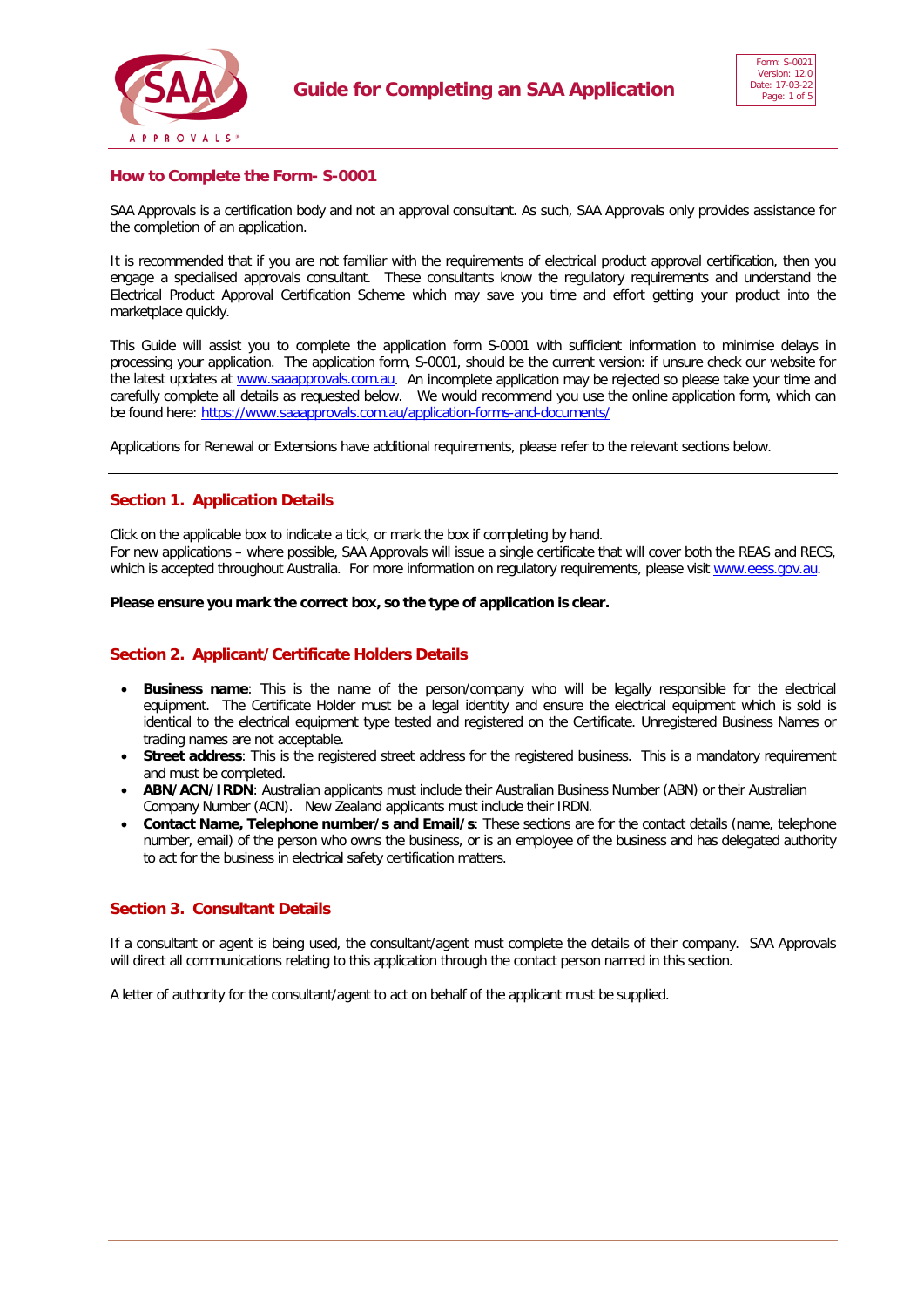# Guide for Completing an SAA Application

## How to Complete the Form- S-0001

SAA Approvals is a certification body and not an approval consultant. As such, SAA Approvals only provides assistance for the completion of an application.

It is recommended that if you are not familiar with the requirements of electrical product approval certification, then you engage a specialised approvals consultant. These consultants know the regulatory requirements and understand the Electrical Product Approval Certification Scheme which may save you time and effort getting your product into the marketplace quickly.

This Guide will assist you to complete the application form S-0001 with sufficient information to minimise delays in processing your application. The application form, S-0001, should be the current version: if unsure check our website for the latest updates at www.saaapprovals.com.au. An incomplete application may be rejected so please take your time and carefully complete all details as requested below. We would recommend you use the online application form, which can be found here: https://www.saaapprovals.com.au/application-forms-and-documents/

Applications for Renewal or Extensions have additional requirements, please refer to the relevant sections below.

---

## Section 1. Application Details

Click on the applicable box to indicate a tick, or mark the box if completing by hand.
For new applications – where possible, SAA Approvals will issue a single certificate that will cover both the REAS and RECS, which is accepted throughout Australia. For more information on regulatory requirements, please visit www.eess.gov.au.

**Please ensure you mark the correct box, so the type of application is clear.**

## Section 2. Applicant/Certificate Holders Details

- **Business name**: This is the name of the person/company who will be legally responsible for the electrical equipment. The Certificate Holder must be a legal identity and ensure the electrical equipment which is sold is identical to the electrical equipment type tested and registered on the Certificate. Unregistered Business Names or trading names are not acceptable.
- **Street address**: This is the registered street address for the registered business. This is a mandatory requirement and must be completed.
- **ABN/ACN/IRDN**: Australian applicants must include their Australian Business Number (ABN) or their Australian Company Number (ACN). New Zealand applicants must include their IRDN.
- **Contact Name, Telephone number/s and Email/s**: These sections are for the contact details (name, telephone number, email) of the person who owns the business, or is an employee of the business and has delegated authority to act for the business in electrical safety certification matters.

## Section 3. Consultant Details

If a consultant or agent is being used, the consultant/agent must complete the details of their company. SAA Approvals will direct all communications relating to this application through the contact person named in this section.

A letter of authority for the consultant/agent to act on behalf of the applicant must be supplied.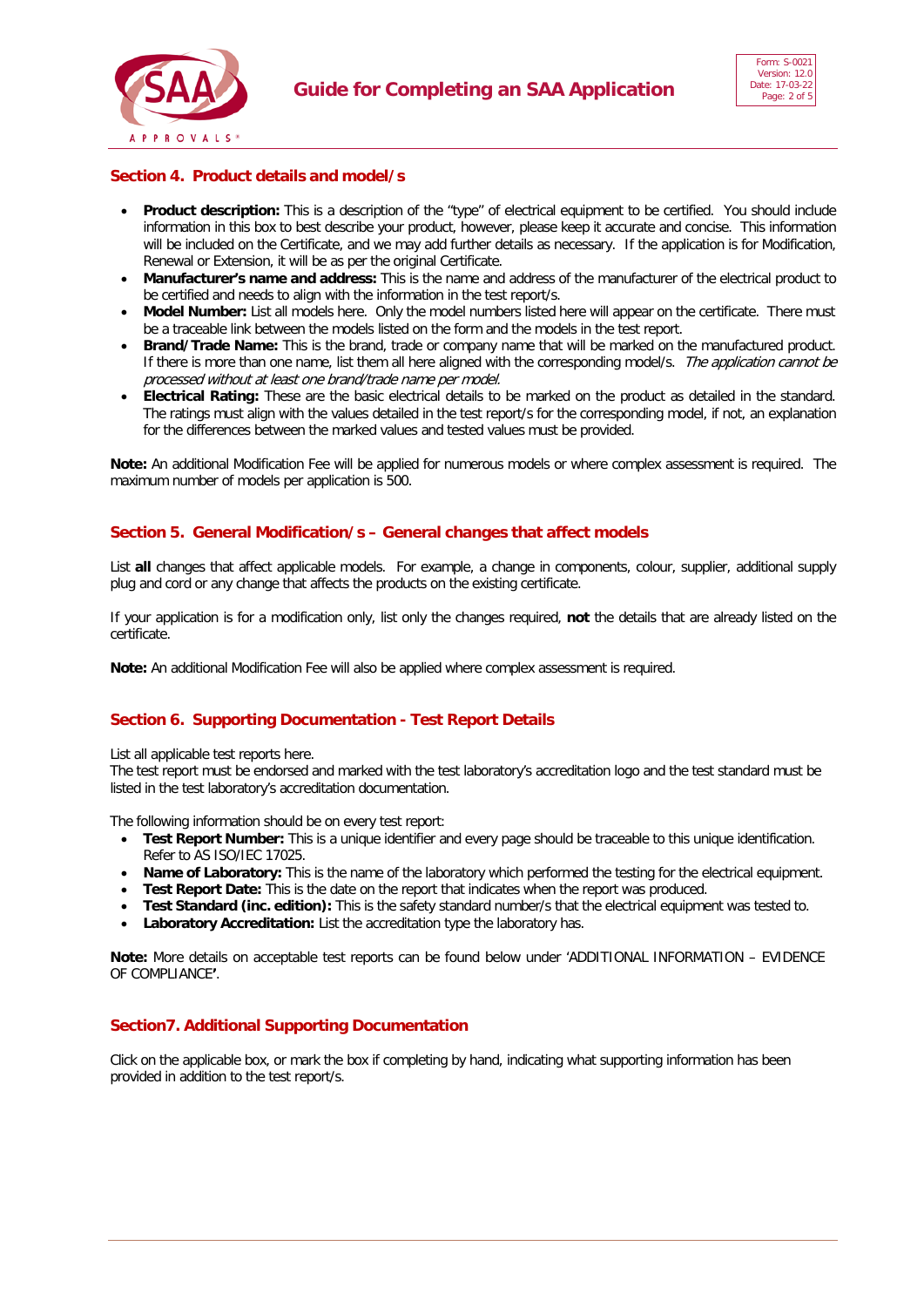## Section 4. Product details and model/s

- **Product description:** This is a description of the "type" of electrical equipment to be certified. You should include information in this box to best describe your product, however, please keep it accurate and concise. This information will be included on the Certificate, and we may add further details as necessary. If the application is for Modification, Renewal or Extension, it will be as per the original Certificate.
- **Manufacturer's name and address:** This is the name and address of the manufacturer of the electrical product to be certified and needs to align with the information in the test report/s.
- **Model Number:** List all models here. Only the model numbers listed here will appear on the certificate. There must be a traceable link between the models listed on the form and the models in the test report.
- **Brand/Trade Name:** This is the brand, trade or company name that will be marked on the manufactured product. If there is more than one name, list them all here aligned with the corresponding model/s. *The application cannot be processed without at least one brand/trade name per model.*
- **Electrical Rating:** These are the basic electrical details to be marked on the product as detailed in the standard. The ratings must align with the values detailed in the test report/s for the corresponding model, if not, an explanation for the differences between the marked values and tested values must be provided.

**Note:** An additional Modification Fee will be applied for numerous models or where complex assessment is required. The maximum number of models per application is 500.

## Section 5. General Modification/s – General changes that affect models

List **all** changes that affect applicable models. For example, a change in components, colour, supplier, additional supply plug and cord or any change that affects the products on the existing certificate.

If your application is for a modification only, list only the changes required, **not** the details that are already listed on the certificate.

**Note:** An additional Modification Fee will also be applied where complex assessment is required.

## Section 6. Supporting Documentation - Test Report Details

List all applicable test reports here.
The test report must be endorsed and marked with the test laboratory's accreditation logo and the test standard must be listed in the test laboratory's accreditation documentation.

The following information should be on every test report:

- **Test Report Number:** This is a unique identifier and every page should be traceable to this unique identification. Refer to AS ISO/IEC 17025.
- **Name of Laboratory:** This is the name of the laboratory which performed the testing for the electrical equipment.
- **Test Report Date:** This is the date on the report that indicates when the report was produced.
- **Test Standard (inc. edition):** This is the safety standard number/s that the electrical equipment was tested to.
- **Laboratory Accreditation:** List the accreditation type the laboratory has.

**Note:** More details on acceptable test reports can be found below under 'ADDITIONAL INFORMATION – EVIDENCE OF COMPLIANCE'.

## Section7. Additional Supporting Documentation

Click on the applicable box, or mark the box if completing by hand, indicating what supporting information has been provided in addition to the test report/s.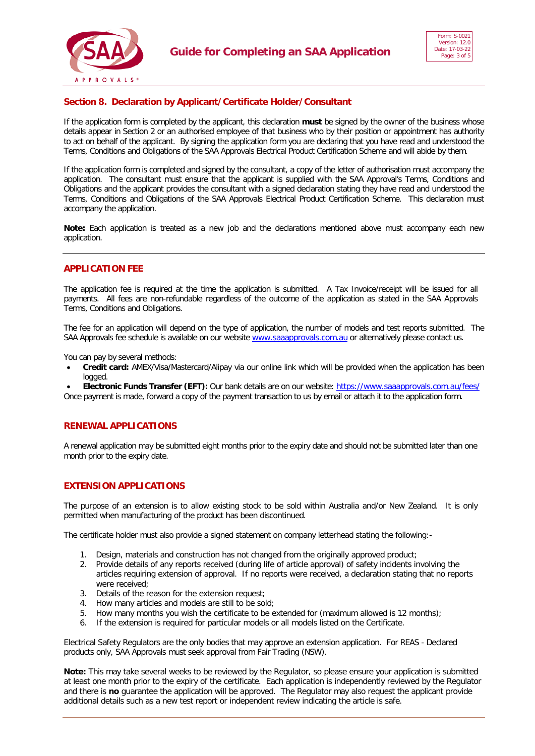## Section 8. Declaration by Applicant/Certificate Holder/Consultant

If the application form is completed by the applicant, this declaration **must** be signed by the owner of the business whose details appear in Section 2 or an authorised employee of that business who by their position or appointment has authority to act on behalf of the applicant. By signing the application form you are declaring that you have read and understood the Terms, Conditions and Obligations of the SAA Approvals Electrical Product Certification Scheme and will abide by them.

If the application form is completed and signed by the consultant, a copy of the letter of authorisation must accompany the application. The consultant must ensure that the applicant is supplied with the SAA Approval's Terms, Conditions and Obligations and the applicant provides the consultant with a signed declaration stating they have read and understood the Terms, Conditions and Obligations of the SAA Approvals Electrical Product Certification Scheme. This declaration must accompany the application.

**Note:** Each application is treated as a new job and the declarations mentioned above must accompany each new application.

---

## APPLICATION FEE

The application fee is required at the time the application is submitted. A Tax Invoice/receipt will be issued for all payments. All fees are non-refundable regardless of the outcome of the application as stated in the SAA Approvals Terms, Conditions and Obligations.

The fee for an application will depend on the type of application, the number of models and test reports submitted. The SAA Approvals fee schedule is available on our website www.saaapprovals.com.au or alternatively please contact us.

You can pay by several methods:

- **Credit card:** AMEX/Visa/Mastercard/Alipay via our online link which will be provided when the application has been logged.
- **Electronic Funds Transfer (EFT):** Our bank details are on our website: https://www.saaapprovals.com.au/fees/

Once payment is made, forward a copy of the payment transaction to us by email or attach it to the application form.

## RENEWAL APPLICATIONS

A renewal application may be submitted eight months prior to the expiry date and should not be submitted later than one month prior to the expiry date.

## EXTENSION APPLICATIONS

The purpose of an extension is to allow existing stock to be sold within Australia and/or New Zealand. It is only permitted when manufacturing of the product has been discontinued.

The certificate holder must also provide a signed statement on company letterhead stating the following:-

1. Design, materials and construction has not changed from the originally approved product;
2. Provide details of any reports received (during life of article approval) of safety incidents involving the articles requiring extension of approval. If no reports were received, a declaration stating that no reports were received;
3. Details of the reason for the extension request;
4. How many articles and models are still to be sold;
5. How many months you wish the certificate to be extended for (maximum allowed is 12 months);
6. If the extension is required for particular models or all models listed on the Certificate.

Electrical Safety Regulators are the only bodies that may approve an extension application. For REAS - Declared products only, SAA Approvals must seek approval from Fair Trading (NSW).

**Note:** This may take several weeks to be reviewed by the Regulator, so please ensure your application is submitted at least one month prior to the expiry of the certificate. Each application is independently reviewed by the Regulator and there is **no** guarantee the application will be approved. The Regulator may also request the applicant provide additional details such as a new test report or independent review indicating the article is safe.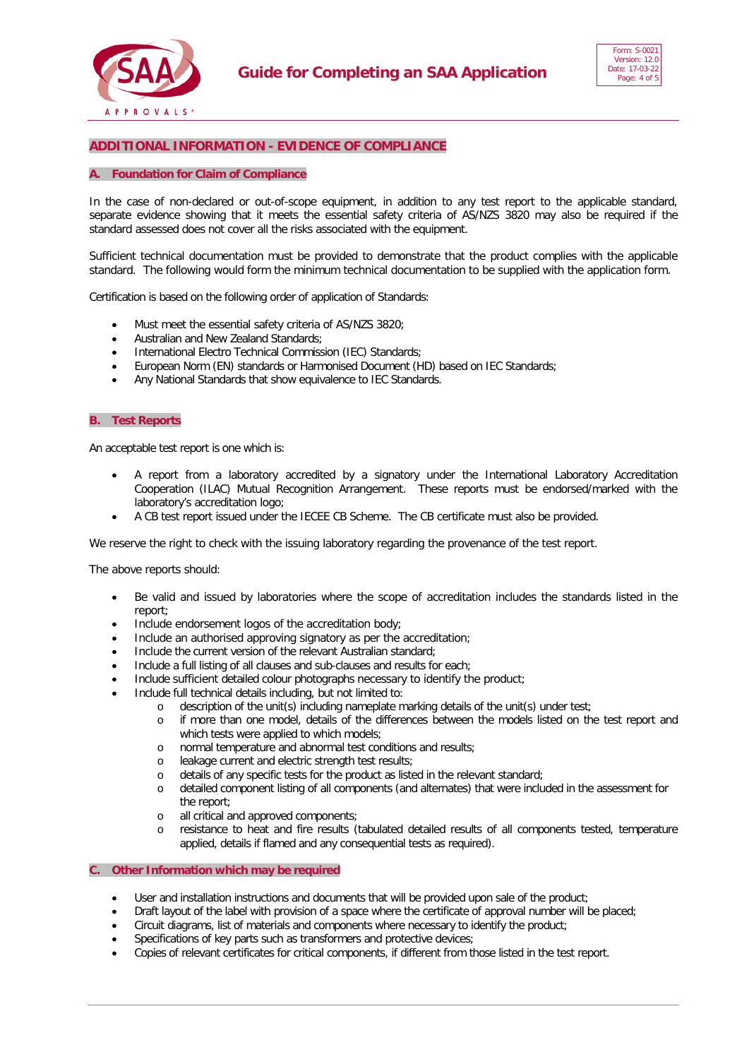## ADDITIONAL INFORMATION - EVIDENCE OF COMPLIANCE

### A. Foundation for Claim of Compliance

In the case of non-declared or out-of-scope equipment, in addition to any test report to the applicable standard, separate evidence showing that it meets the essential safety criteria of AS/NZS 3820 may also be required if the standard assessed does not cover all the risks associated with the equipment.

Sufficient technical documentation must be provided to demonstrate that the product complies with the applicable standard. The following would form the minimum technical documentation to be supplied with the application form.

Certification is based on the following order of application of Standards:

- Must meet the essential safety criteria of AS/NZS 3820;
- Australian and New Zealand Standards;
- International Electro Technical Commission (IEC) Standards;
- European Norm (EN) standards or Harmonised Document (HD) based on IEC Standards;
- Any National Standards that show equivalence to IEC Standards.

### B. Test Reports

An acceptable test report is one which is:

- A report from a laboratory accredited by a signatory under the International Laboratory Accreditation Cooperation (ILAC) Mutual Recognition Arrangement. These reports must be endorsed/marked with the laboratory's accreditation logo;
- A CB test report issued under the IECEE CB Scheme. The CB certificate must also be provided.

We reserve the right to check with the issuing laboratory regarding the provenance of the test report.

The above reports should:

- Be valid and issued by laboratories where the scope of accreditation includes the standards listed in the report;
- Include endorsement logos of the accreditation body;
- Include an authorised approving signatory as per the accreditation;
- Include the current version of the relevant Australian standard;
- Include a full listing of all clauses and sub-clauses and results for each;
- Include sufficient detailed colour photographs necessary to identify the product;
- Include full technical details including, but not limited to:
  - description of the unit(s) including nameplate marking details of the unit(s) under test;
  - if more than one model, details of the differences between the models listed on the test report and which tests were applied to which models;
  - normal temperature and abnormal test conditions and results;
  - leakage current and electric strength test results;
  - details of any specific tests for the product as listed in the relevant standard;
  - detailed component listing of all components (and alternates) that were included in the assessment for the report;
  - all critical and approved components;
  - resistance to heat and fire results (tabulated detailed results of all components tested, temperature applied, details if flamed and any consequential tests as required).

### C. Other Information which may be required

- User and installation instructions and documents that will be provided upon sale of the product;
- Draft layout of the label with provision of a space where the certificate of approval number will be placed;
- Circuit diagrams, list of materials and components where necessary to identify the product;
- Specifications of key parts such as transformers and protective devices;
- Copies of relevant certificates for critical components, if different from those listed in the test report.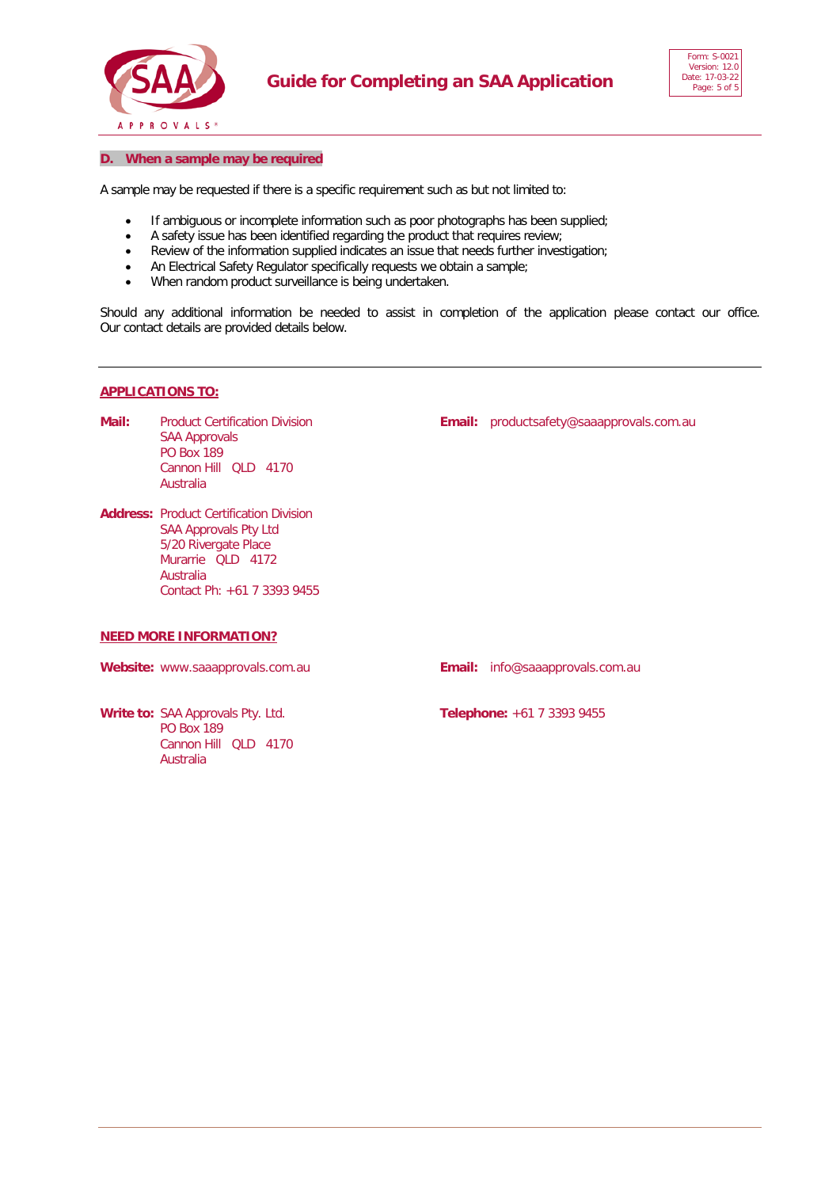## D. When a sample may be required

A sample may be requested if there is a specific requirement such as but not limited to:

- If ambiguous or incomplete information such as poor photographs has been supplied;
- A safety issue has been identified regarding the product that requires review;
- Review of the information supplied indicates an issue that needs further investigation;
- An Electrical Safety Regulator specifically requests we obtain a sample;
- When random product surveillance is being undertaken.

Should any additional information be needed to assist in completion of the application please contact our office. Our contact details are provided details below.

---

**APPLICATIONS TO:**

**Mail:** Product Certification Division
SAA Approvals
PO Box 189
Cannon Hill QLD 4170
Australia

**Email:** productsafety@saaapprovals.com.au

**Address:** Product Certification Division
SAA Approvals Pty Ltd
5/20 Rivergate Place
Murarrie QLD 4172
Australia
Contact Ph: +61 7 3393 9455

**NEED MORE INFORMATION?**

**Website:** www.saaapprovals.com.au

**Email:** info@saaapprovals.com.au

**Write to:** SAA Approvals Pty. Ltd.
PO Box 189
Cannon Hill QLD 4170
Australia

**Telephone:** +61 7 3393 9455